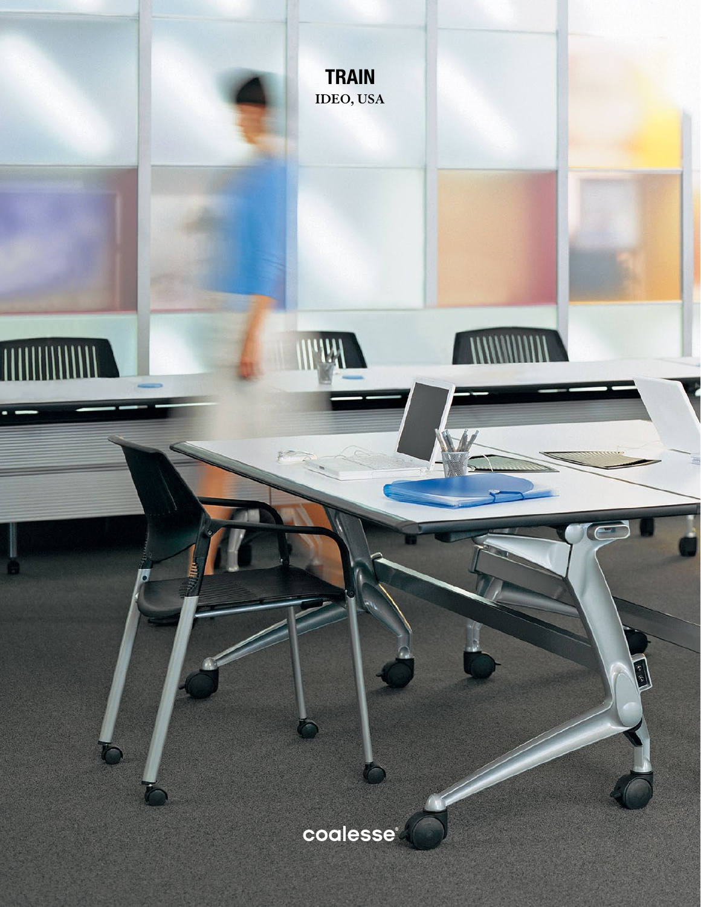# TRAIN

IDEO, USA

coalesse®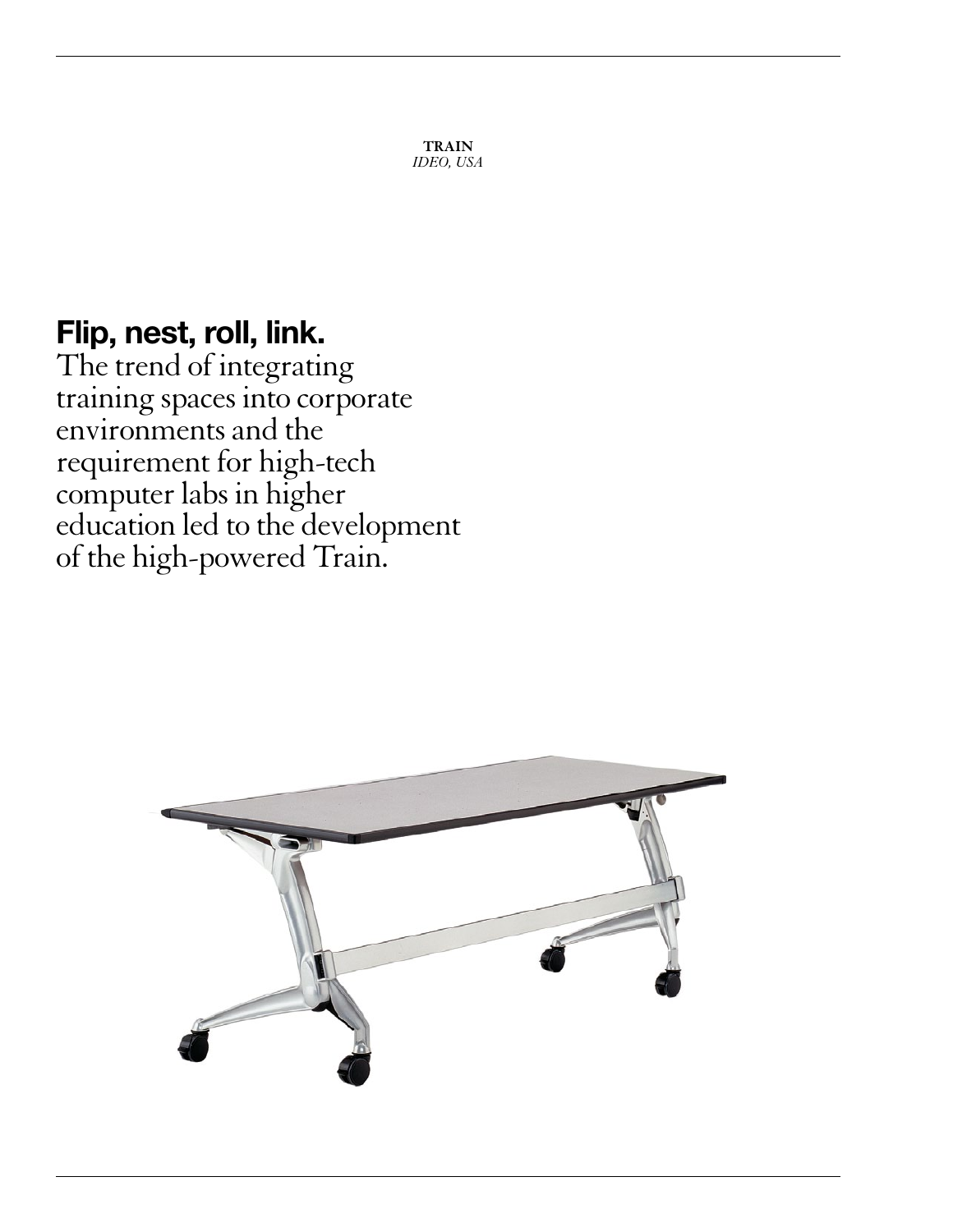**TRAIN**
*IDEO, USA*

## Flip, nest, roll, link.

The trend of integrating training spaces into corporate environments and the requirement for high-tech computer labs in higher education led to the development of the high-powered Train.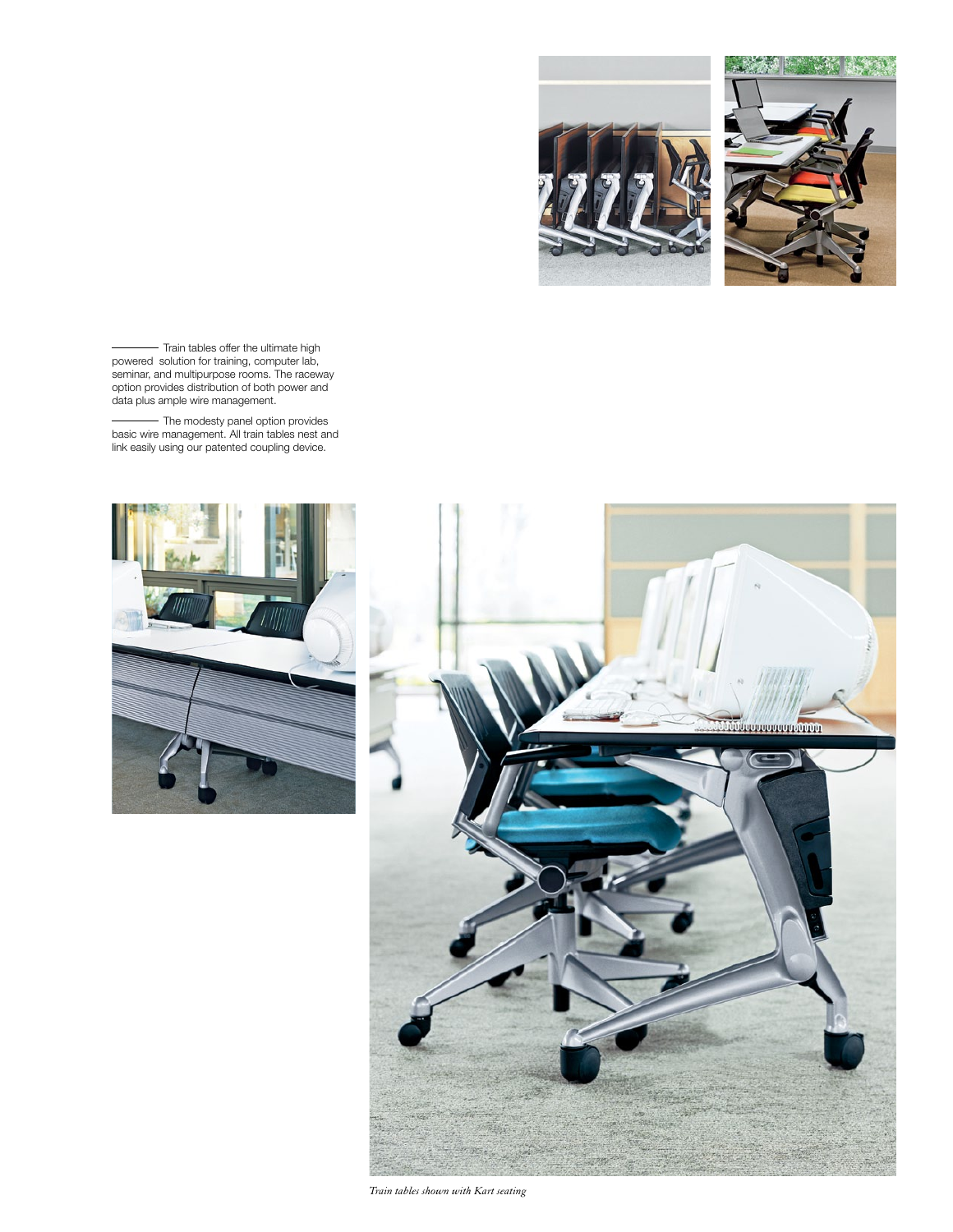Train tables offer the ultimate high powered solution for training, computer lab, seminar, and multipurpose rooms. The raceway option provides distribution of both power and data plus ample wire management.

The modesty panel option provides basic wire management. All train tables nest and link easily using our patented coupling device.

*Train tables shown with Kart seating*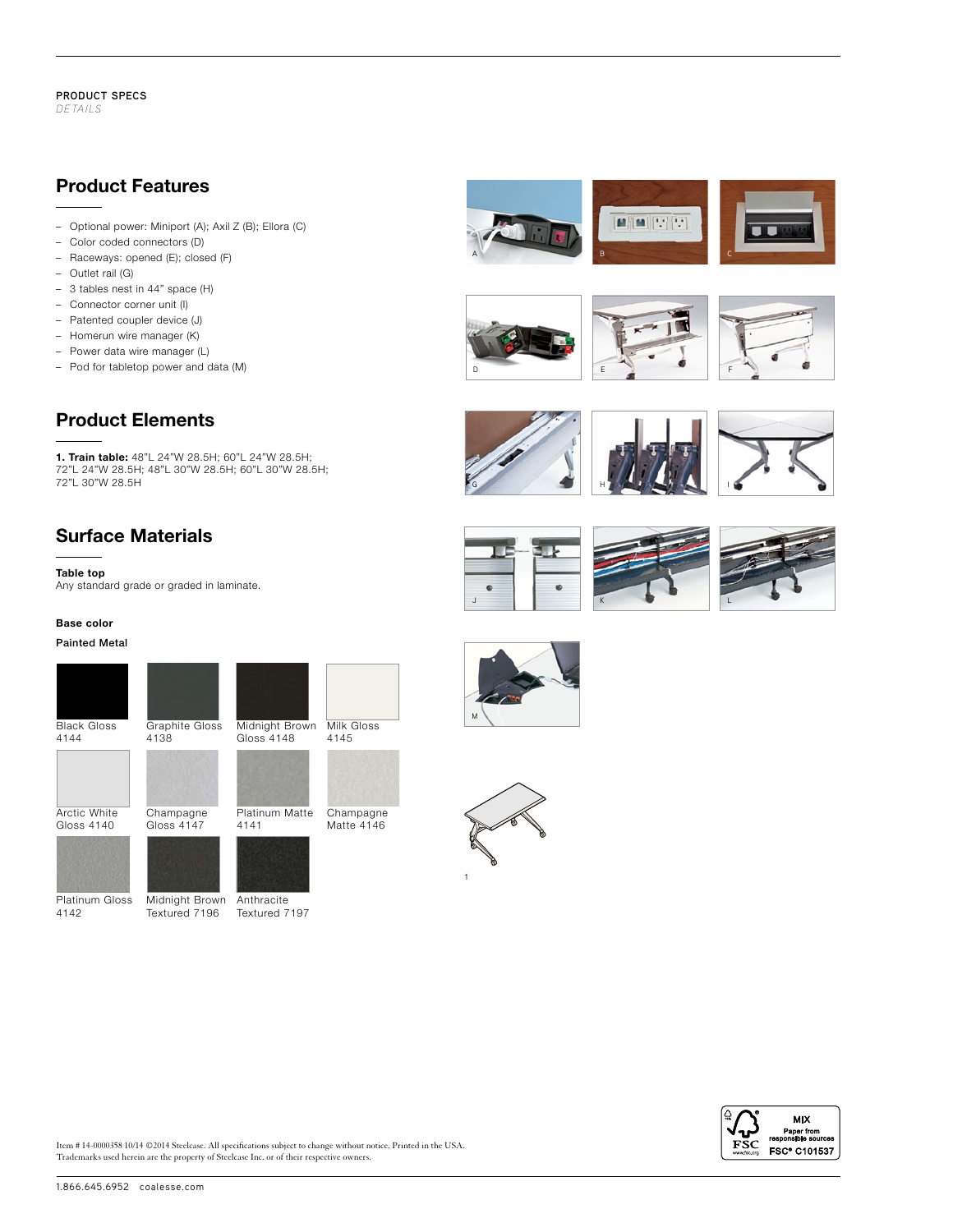PRODUCT SPECS
*DETAILS*

## Product Features

- Optional power: Miniport (A); Axil Z (B); Ellora (C)
- Color coded connectors (D)
- Raceways: opened (E); closed (F)
- Outlet rail (G)
- 3 tables nest in 44" space (H)
- Connector corner unit (I)
- Patented coupler device (J)
- Homerun wire manager (K)
- Power data wire manager (L)
- Pod for tabletop power and data (M)

## Product Elements

**1. Train table:** 48"L 24"W 28.5H; 60"L 24"W 28.5H; 72"L 24"W 28.5H; 48"L 30"W 28.5H; 60"L 30"W 28.5H; 72"L 30"W 28.5H

## Surface Materials

**Table top**
Any standard grade or graded in laminate.

**Base color**

**Painted Metal**

Black Gloss 4144
Graphite Gloss 4138
Midnight Brown Gloss 4148
Milk Gloss 4145
Arctic White Gloss 4140
Champagne Gloss 4147
Platinum Matte 4141
Champagne Matte 4146
Platinum Gloss 4142
Midnight Brown Textured 7196
Anthracite Textured 7197

A B C D E F G H I J K L M 1

Item # 14-0000358 10/14 ©2014 Steelcase. All specifications subject to change without notice. Printed in the USA.
Trademarks used herein are the property of Steelcase Inc. or of their respective owners.

MIX Paper from responsible sources FSC® C101537

1.866.645.6952 coalesse.com